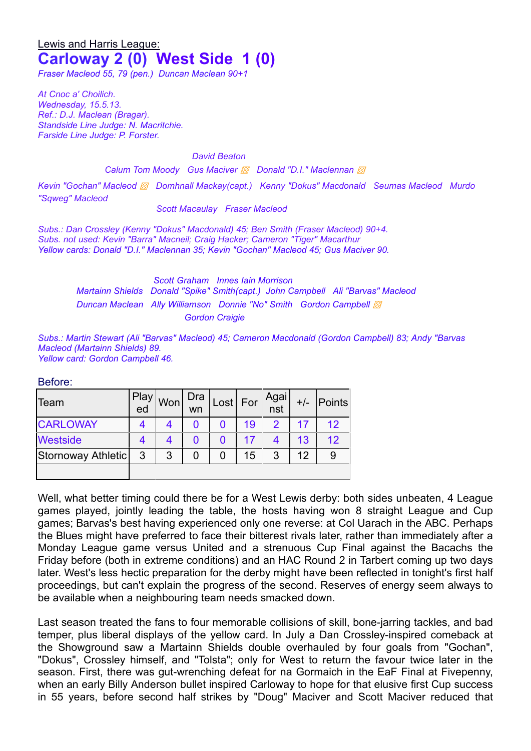Lewis and Harris League:

# Carloway 2 (0)  West Side  1 (0)

*Fraser Macleod 55, 79 (pen.)  Duncan Maclean 90+1*

*At Cnoc a' Choilich.*
*Wednesday, 15.5.13.*
*Ref.: D.J. Maclean (Bragar).*
*Standside Line Judge: N. Macritchie.*
*Farside Line Judge: P. Forster.*

*David Beaton*

*Calum Tom Moody   Gus Maciver ▧   Donald "D.I." Maclennan ▧*

*Kevin "Gochan" Macleod ▧   Domhnall Mackay(capt.)   Kenny "Dokus" Macdonald   Seumas Macleod   Murdo "Sqweg" Macleod*

*Scott Macaulay   Fraser Macleod*

*Subs.: Dan Crossley (Kenny "Dokus" Macdonald) 45; Ben Smith (Fraser Macleod) 90+4.*
*Subs. not used: Kevin "Barra" Macneil; Craig Hacker; Cameron "Tiger" Macarthur*
*Yellow cards: Donald "D.I." Maclennan 35; Kevin "Gochan" Macleod 45; Gus Maciver 90.*

*Scott Graham   Innes Iain Morrison*

*Martainn Shields   Donald "Spike" Smith(capt.)   John Campbell   Ali "Barvas" Macleod*

*Duncan Maclean   Ally Williamson   Donnie "No" Smith   Gordon Campbell ▧*

*Gordon Craigie*

*Subs.: Martin Stewart (Ali "Barvas" Macleod) 45; Cameron Macdonald (Gordon Campbell) 83; Andy "Barvas Macleod (Martainn Shields) 89.*
*Yellow card: Gordon Campbell 46.*

Before:

| Team | Played | Won | Drawn | Lost | For | Against | +/- | Points |
|---|---|---|---|---|---|---|---|---|
| CARLOWAY | 4 | 4 | 0 | 0 | 19 | 2 | 17 | 12 |
| Westside | 4 | 4 | 0 | 0 | 17 | 4 | 13 | 12 |
| Stornoway Athletic | 3 | 3 | 0 | 0 | 15 | 3 | 12 | 9 |
| | | | | | | | | |

Well, what better timing could there be for a West Lewis derby: both sides unbeaten, 4 League games played, jointly leading the table, the hosts having won 8 straight League and Cup games; Barvas's best having experienced only one reverse: at Col Uarach in the ABC. Perhaps the Blues might have preferred to face their bitterest rivals later, rather than immediately after a Monday League game versus United and a strenuous Cup Final against the Bacachs the Friday before (both in extreme conditions) and an HAC Round 2 in Tarbert coming up two days later. West's less hectic preparation for the derby might have been reflected in tonight's first half proceedings, but can't explain the progress of the second. Reserves of energy seem always to be available when a neighbouring team needs smacked down.

Last season treated the fans to four memorable collisions of skill, bone-jarring tackles, and bad temper, plus liberal displays of the yellow card. In July a Dan Crossley-inspired comeback at the Showground saw a Martainn Shields double overhauled by four goals from "Gochan", "Dokus", Crossley himself, and "Tolsta"; only for West to return the favour twice later in the season. First, there was gut-wrenching defeat for na Gormaich in the EaF Final at Fivepenny, when an early Billy Anderson bullet inspired Carloway to hope for that elusive first Cup success in 55 years, before second half strikes by "Doug" Maciver and Scott Maciver reduced that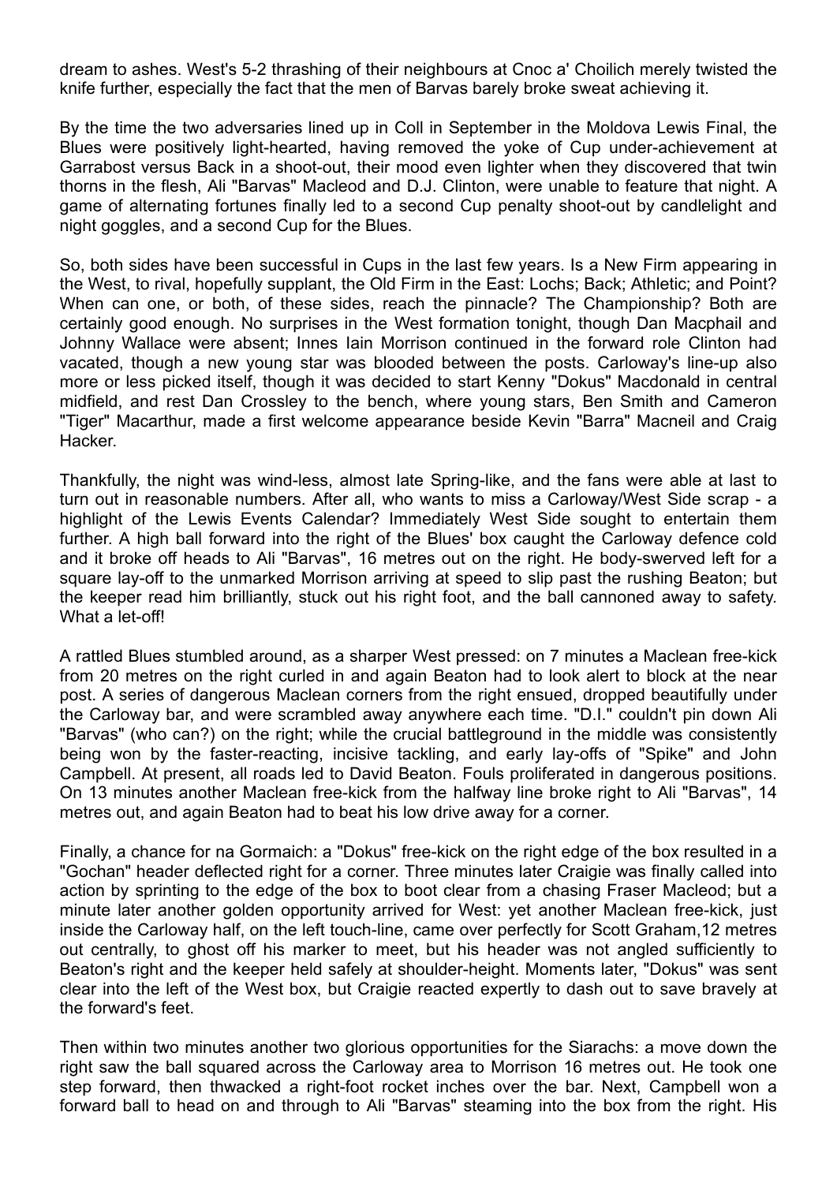dream to ashes. West's 5-2 thrashing of their neighbours at Cnoc a' Choilich merely twisted the knife further, especially the fact that the men of Barvas barely broke sweat achieving it.

By the time the two adversaries lined up in Coll in September in the Moldova Lewis Final, the Blues were positively light-hearted, having removed the yoke of Cup under-achievement at Garrabost versus Back in a shoot-out, their mood even lighter when they discovered that twin thorns in the flesh, Ali "Barvas" Macleod and D.J. Clinton, were unable to feature that night. A game of alternating fortunes finally led to a second Cup penalty shoot-out by candlelight and night goggles, and a second Cup for the Blues.

So, both sides have been successful in Cups in the last few years. Is a New Firm appearing in the West, to rival, hopefully supplant, the Old Firm in the East: Lochs; Back; Athletic; and Point? When can one, or both, of these sides, reach the pinnacle? The Championship? Both are certainly good enough. No surprises in the West formation tonight, though Dan Macphail and Johnny Wallace were absent; Innes Iain Morrison continued in the forward role Clinton had vacated, though a new young star was blooded between the posts. Carloway's line-up also more or less picked itself, though it was decided to start Kenny "Dokus" Macdonald in central midfield, and rest Dan Crossley to the bench, where young stars, Ben Smith and Cameron "Tiger" Macarthur, made a first welcome appearance beside Kevin "Barra" Macneil and Craig Hacker.

Thankfully, the night was wind-less, almost late Spring-like, and the fans were able at last to turn out in reasonable numbers. After all, who wants to miss a Carloway/West Side scrap - a highlight of the Lewis Events Calendar? Immediately West Side sought to entertain them further. A high ball forward into the right of the Blues' box caught the Carloway defence cold and it broke off heads to Ali "Barvas", 16 metres out on the right. He body-swerved left for a square lay-off to the unmarked Morrison arriving at speed to slip past the rushing Beaton; but the keeper read him brilliantly, stuck out his right foot, and the ball cannoned away to safety. What a let-off!

A rattled Blues stumbled around, as a sharper West pressed: on 7 minutes a Maclean free-kick from 20 metres on the right curled in and again Beaton had to look alert to block at the near post. A series of dangerous Maclean corners from the right ensued, dropped beautifully under the Carloway bar, and were scrambled away anywhere each time. "D.I." couldn't pin down Ali "Barvas" (who can?) on the right; while the crucial battleground in the middle was consistently being won by the faster-reacting, incisive tackling, and early lay-offs of "Spike" and John Campbell. At present, all roads led to David Beaton. Fouls proliferated in dangerous positions. On 13 minutes another Maclean free-kick from the halfway line broke right to Ali "Barvas", 14 metres out, and again Beaton had to beat his low drive away for a corner.

Finally, a chance for na Gormaich: a "Dokus" free-kick on the right edge of the box resulted in a "Gochan" header deflected right for a corner. Three minutes later Craigie was finally called into action by sprinting to the edge of the box to boot clear from a chasing Fraser Macleod; but a minute later another golden opportunity arrived for West: yet another Maclean free-kick, just inside the Carloway half, on the left touch-line, came over perfectly for Scott Graham,12 metres out centrally, to ghost off his marker to meet, but his header was not angled sufficiently to Beaton's right and the keeper held safely at shoulder-height. Moments later, "Dokus" was sent clear into the left of the West box, but Craigie reacted expertly to dash out to save bravely at the forward's feet.

Then within two minutes another two glorious opportunities for the Siarachs: a move down the right saw the ball squared across the Carloway area to Morrison 16 metres out. He took one step forward, then thwacked a right-foot rocket inches over the bar. Next, Campbell won a forward ball to head on and through to Ali "Barvas" steaming into the box from the right. His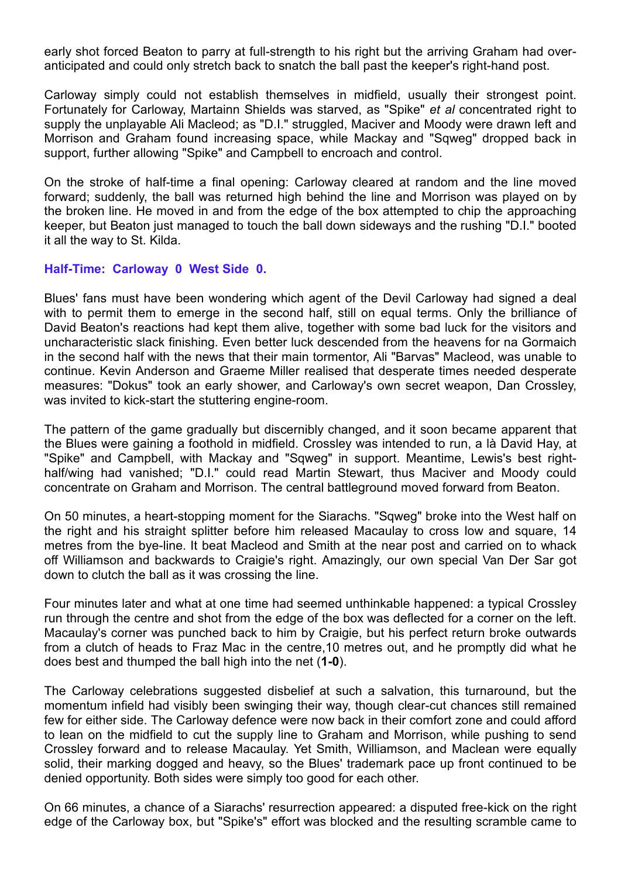early shot forced Beaton to parry at full-strength to his right but the arriving Graham had over-anticipated and could only stretch back to snatch the ball past the keeper's right-hand post.

Carloway simply could not establish themselves in midfield, usually their strongest point. Fortunately for Carloway, Martainn Shields was starved, as "Spike" *et al* concentrated right to supply the unplayable Ali Macleod; as "D.I." struggled, Maciver and Moody were drawn left and Morrison and Graham found increasing space, while Mackay and "Sqweg" dropped back in support, further allowing "Spike" and Campbell to encroach and control.

On the stroke of half-time a final opening: Carloway cleared at random and the line moved forward; suddenly, the ball was returned high behind the line and Morrison was played on by the broken line. He moved in and from the edge of the box attempted to chip the approaching keeper, but Beaton just managed to touch the ball down sideways and the rushing "D.I." booted it all the way to St. Kilda.

**Half-Time: Carloway 0 West Side 0.**

Blues' fans must have been wondering which agent of the Devil Carloway had signed a deal with to permit them to emerge in the second half, still on equal terms. Only the brilliance of David Beaton's reactions had kept them alive, together with some bad luck for the visitors and uncharacteristic slack finishing. Even better luck descended from the heavens for na Gormaich in the second half with the news that their main tormentor, Ali "Barvas" Macleod, was unable to continue. Kevin Anderson and Graeme Miller realised that desperate times needed desperate measures: "Dokus" took an early shower, and Carloway's own secret weapon, Dan Crossley, was invited to kick-start the stuttering engine-room.

The pattern of the game gradually but discernibly changed, and it soon became apparent that the Blues were gaining a foothold in midfield. Crossley was intended to run, a là David Hay, at "Spike" and Campbell, with Mackay and "Sqweg" in support. Meantime, Lewis's best right-half/wing had vanished; "D.I." could read Martin Stewart, thus Maciver and Moody could concentrate on Graham and Morrison. The central battleground moved forward from Beaton.

On 50 minutes, a heart-stopping moment for the Siarachs. "Sqweg" broke into the West half on the right and his straight splitter before him released Macaulay to cross low and square, 14 metres from the bye-line. It beat Macleod and Smith at the near post and carried on to whack off Williamson and backwards to Craigie's right. Amazingly, our own special Van Der Sar got down to clutch the ball as it was crossing the line.

Four minutes later and what at one time had seemed unthinkable happened: a typical Crossley run through the centre and shot from the edge of the box was deflected for a corner on the left. Macaulay's corner was punched back to him by Craigie, but his perfect return broke outwards from a clutch of heads to Fraz Mac in the centre,10 metres out, and he promptly did what he does best and thumped the ball high into the net (**1-0**).

The Carloway celebrations suggested disbelief at such a salvation, this turnaround, but the momentum infield had visibly been swinging their way, though clear-cut chances still remained few for either side. The Carloway defence were now back in their comfort zone and could afford to lean on the midfield to cut the supply line to Graham and Morrison, while pushing to send Crossley forward and to release Macaulay. Yet Smith, Williamson, and Maclean were equally solid, their marking dogged and heavy, so the Blues' trademark pace up front continued to be denied opportunity. Both sides were simply too good for each other.

On 66 minutes, a chance of a Siarachs' resurrection appeared: a disputed free-kick on the right edge of the Carloway box, but "Spike's" effort was blocked and the resulting scramble came to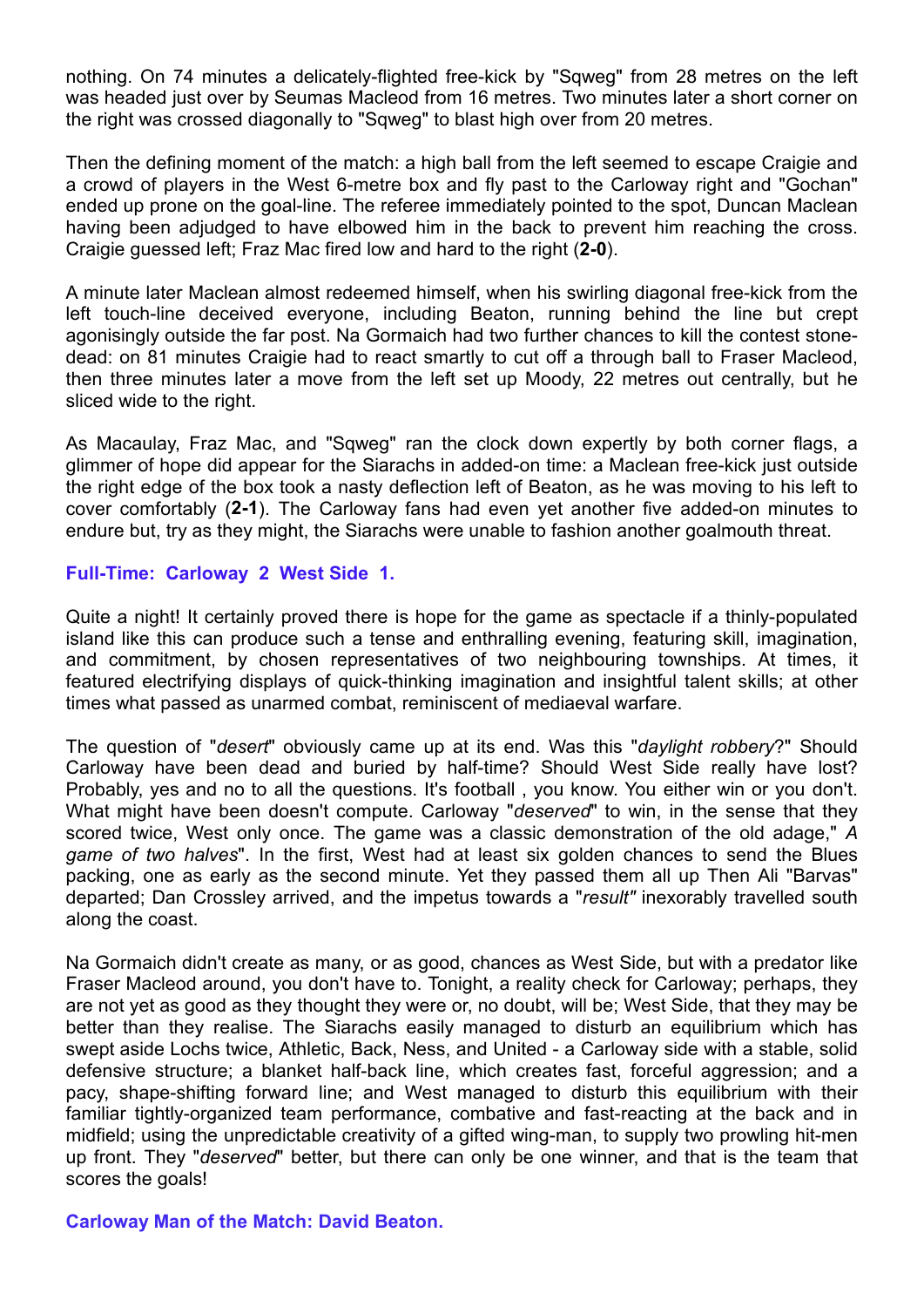nothing. On 74 minutes a delicately-flighted free-kick by "Sqweg" from 28 metres on the left was headed just over by Seumas Macleod from 16 metres. Two minutes later a short corner on the right was crossed diagonally to "Sqweg" to blast high over from 20 metres.

Then the defining moment of the match: a high ball from the left seemed to escape Craigie and a crowd of players in the West 6-metre box and fly past to the Carloway right and "Gochan" ended up prone on the goal-line. The referee immediately pointed to the spot, Duncan Maclean having been adjudged to have elbowed him in the back to prevent him reaching the cross. Craigie guessed left; Fraz Mac fired low and hard to the right (**2-0**).

A minute later Maclean almost redeemed himself, when his swirling diagonal free-kick from the left touch-line deceived everyone, including Beaton, running behind the line but crept agonisingly outside the far post. Na Gormaich had two further chances to kill the contest stone-dead: on 81 minutes Craigie had to react smartly to cut off a through ball to Fraser Macleod, then three minutes later a move from the left set up Moody, 22 metres out centrally, but he sliced wide to the right.

As Macaulay, Fraz Mac, and "Sqweg" ran the clock down expertly by both corner flags, a glimmer of hope did appear for the Siarachs in added-on time: a Maclean free-kick just outside the right edge of the box took a nasty deflection left of Beaton, as he was moving to his left to cover comfortably (**2-1**). The Carloway fans had even yet another five added-on minutes to endure but, try as they might, the Siarachs were unable to fashion another goalmouth threat.

**Full-Time: Carloway 2 West Side 1.**

Quite a night! It certainly proved there is hope for the game as spectacle if a thinly-populated island like this can produce such a tense and enthralling evening, featuring skill, imagination, and commitment, by chosen representatives of two neighbouring townships. At times, it featured electrifying displays of quick-thinking imagination and insightful talent skills; at other times what passed as unarmed combat, reminiscent of mediaeval warfare.

The question of "*desert*" obviously came up at its end. Was this "*daylight robbery*?" Should Carloway have been dead and buried by half-time? Should West Side really have lost? Probably, yes and no to all the questions. It's football , you know. You either win or you don't. What might have been doesn't compute. Carloway "*deserved*" to win, in the sense that they scored twice, West only once. The game was a classic demonstration of the old adage," *A game of two halves*". In the first, West had at least six golden chances to send the Blues packing, one as early as the second minute. Yet they passed them all up Then Ali "Barvas" departed; Dan Crossley arrived, and the impetus towards a "*result"* inexorably travelled south along the coast.

Na Gormaich didn't create as many, or as good, chances as West Side, but with a predator like Fraser Macleod around, you don't have to. Tonight, a reality check for Carloway; perhaps, they are not yet as good as they thought they were or, no doubt, will be; West Side, that they may be better than they realise. The Siarachs easily managed to disturb an equilibrium which has swept aside Lochs twice, Athletic, Back, Ness, and United - a Carloway side with a stable, solid defensive structure; a blanket half-back line, which creates fast, forceful aggression; and a pacy, shape-shifting forward line; and West managed to disturb this equilibrium with their familiar tightly-organized team performance, combative and fast-reacting at the back and in midfield; using the unpredictable creativity of a gifted wing-man, to supply two prowling hit-men up front. They "*deserved*" better, but there can only be one winner, and that is the team that scores the goals!

**Carloway Man of the Match: David Beaton.**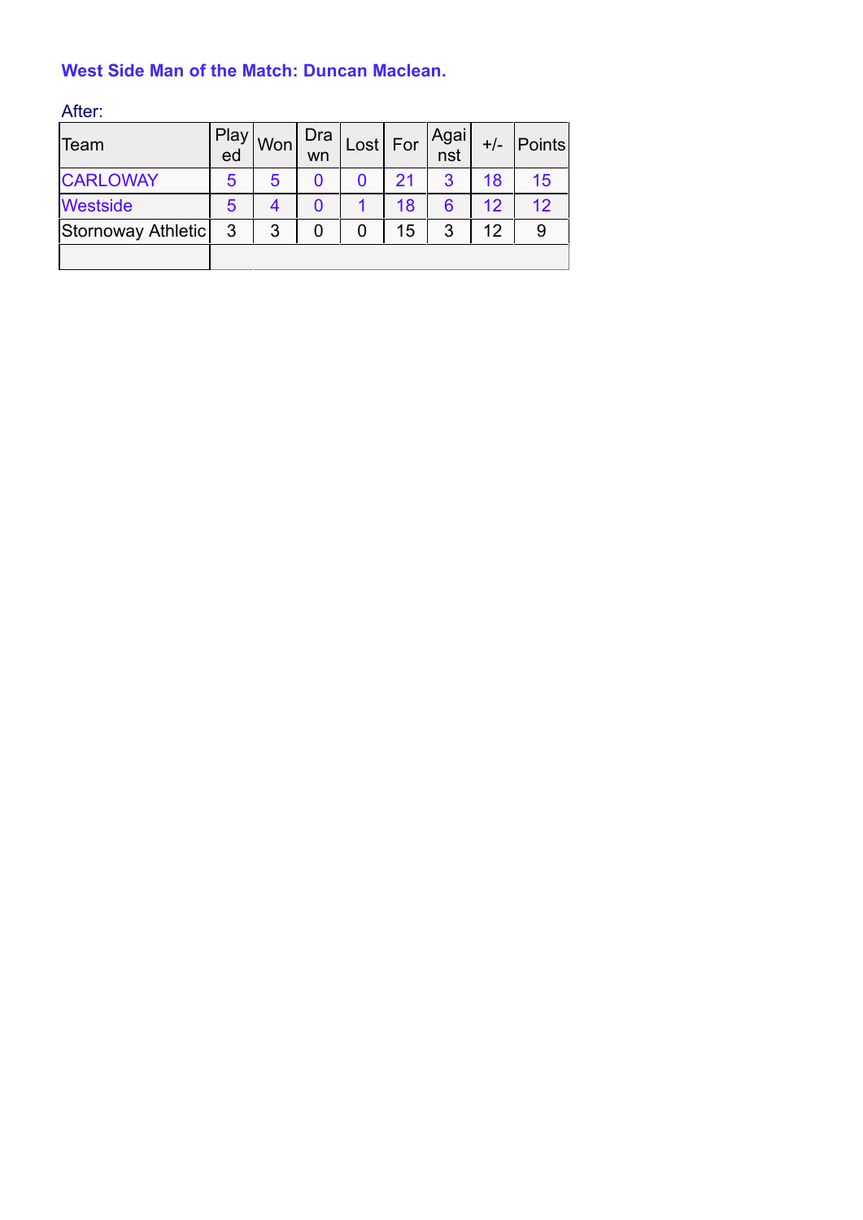**West Side Man of the Match: Duncan Maclean.**

After:

| Team | Played | Won | Drawn | Lost | For | Against | +/- | Points |
|---|---|---|---|---|---|---|---|---|
| CARLOWAY | 5 | 5 | 0 | 0 | 21 | 3 | 18 | 15 |
| Westside | 5 | 4 | 0 | 1 | 18 | 6 | 12 | 12 |
| Stornoway Athletic | 3 | 3 | 0 | 0 | 15 | 3 | 12 | 9 |
| | | | | | | | | |